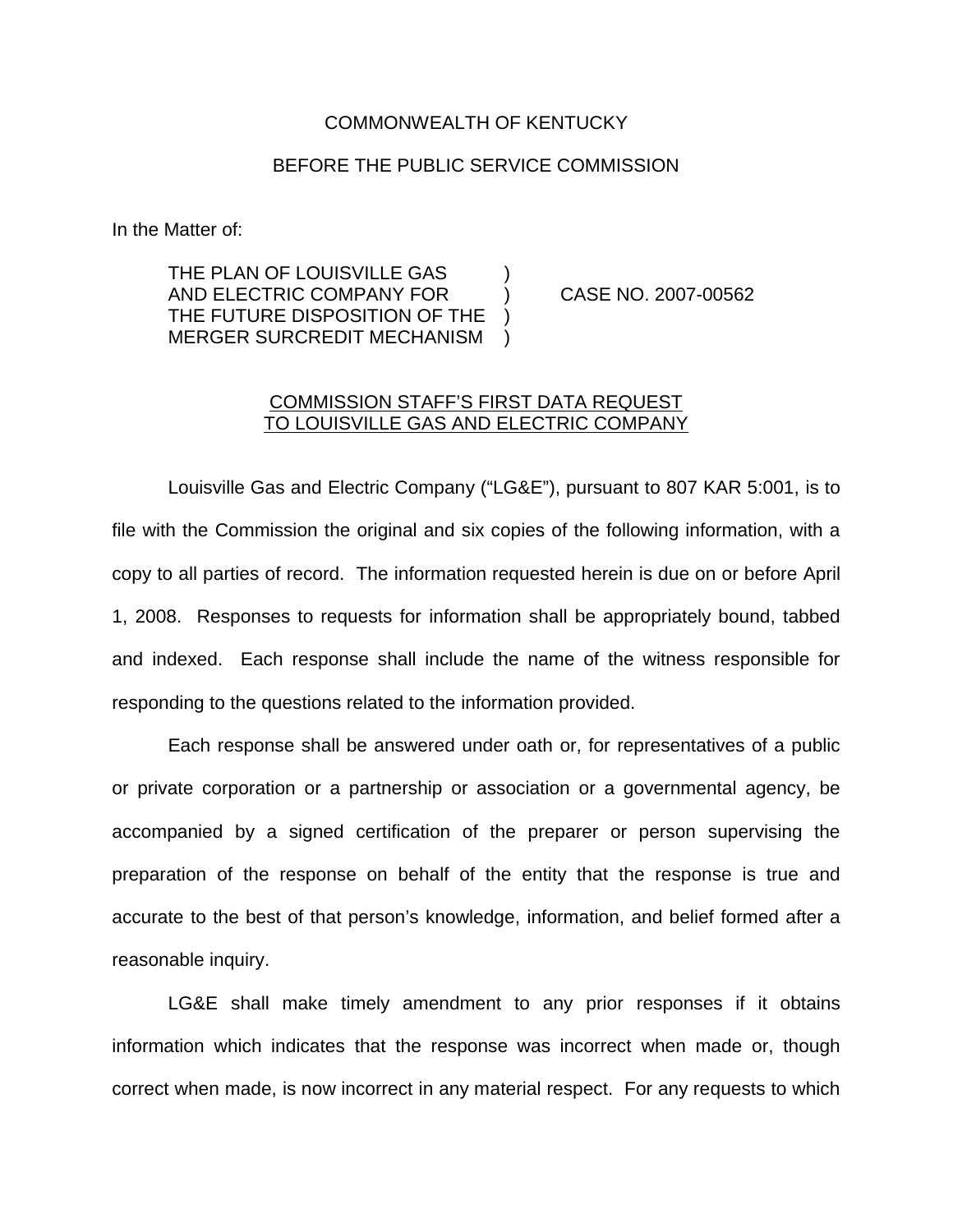COMMONWEALTH OF KENTUCKY

BEFORE THE PUBLIC SERVICE COMMISSION

In the Matter of:

THE PLAN OF LOUISVILLE GAS AND ELECTRIC COMPANY FOR THE FUTURE DISPOSITION OF THE MERGER SURCREDIT MECHANISM ) CASE NO. 2007-00562

COMMISSION STAFF'S FIRST DATA REQUEST TO LOUISVILLE GAS AND ELECTRIC COMPANY

Louisville Gas and Electric Company ("LG&E"), pursuant to 807 KAR 5:001, is to file with the Commission the original and six copies of the following information, with a copy to all parties of record. The information requested herein is due on or before April 1, 2008. Responses to requests for information shall be appropriately bound, tabbed and indexed. Each response shall include the name of the witness responsible for responding to the questions related to the information provided.

Each response shall be answered under oath or, for representatives of a public or private corporation or a partnership or association or a governmental agency, be accompanied by a signed certification of the preparer or person supervising the preparation of the response on behalf of the entity that the response is true and accurate to the best of that person's knowledge, information, and belief formed after a reasonable inquiry.

LG&E shall make timely amendment to any prior responses if it obtains information which indicates that the response was incorrect when made or, though correct when made, is now incorrect in any material respect. For any requests to which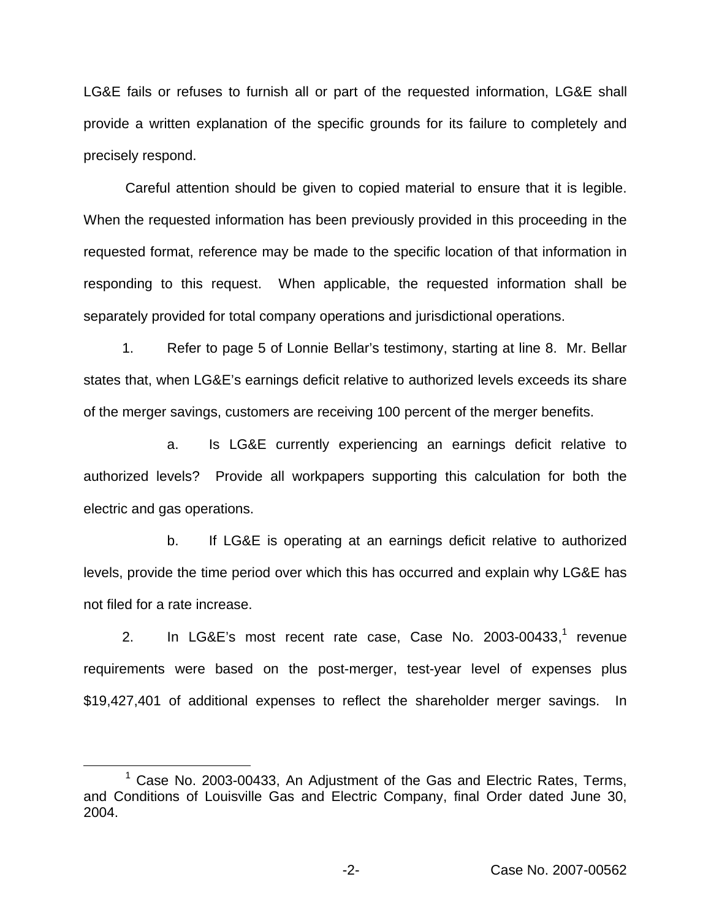LG&E fails or refuses to furnish all or part of the requested information, LG&E shall provide a written explanation of the specific grounds for its failure to completely and precisely respond.

Careful attention should be given to copied material to ensure that it is legible. When the requested information has been previously provided in this proceeding in the requested format, reference may be made to the specific location of that information in responding to this request. When applicable, the requested information shall be separately provided for total company operations and jurisdictional operations.

1. Refer to page 5 of Lonnie Bellar's testimony, starting at line 8. Mr. Bellar states that, when LG&E's earnings deficit relative to authorized levels exceeds its share of the merger savings, customers are receiving 100 percent of the merger benefits.

   a. Is LG&E currently experiencing an earnings deficit relative to authorized levels? Provide all workpapers supporting this calculation for both the electric and gas operations.

   b. If LG&E is operating at an earnings deficit relative to authorized levels, provide the time period over which this has occurred and explain why LG&E has not filed for a rate increase.

2. In LG&E's most recent rate case, Case No. 2003-00433,[1] revenue requirements were based on the post-merger, test-year level of expenses plus $19,427,401 of additional expenses to reflect the shareholder merger savings. In

[1] Case No. 2003-00433, An Adjustment of the Gas and Electric Rates, Terms, and Conditions of Louisville Gas and Electric Company, final Order dated June 30, 2004.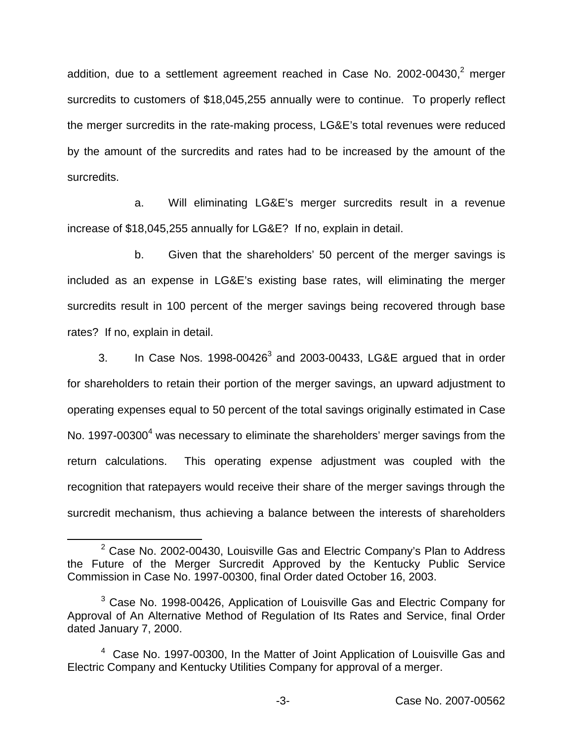addition, due to a settlement agreement reached in Case No. 2002-00430,[2] merger surcredits to customers of $18,045,255 annually were to continue. To properly reflect the merger surcredits in the rate-making process, LG&E's total revenues were reduced by the amount of the surcredits and rates had to be increased by the amount of the surcredits.

a. Will eliminating LG&E's merger surcredits result in a revenue increase of $18,045,255 annually for LG&E? If no, explain in detail.

b. Given that the shareholders' 50 percent of the merger savings is included as an expense in LG&E's existing base rates, will eliminating the merger surcredits result in 100 percent of the merger savings being recovered through base rates? If no, explain in detail.

3. In Case Nos. 1998-00426[3] and 2003-00433, LG&E argued that in order for shareholders to retain their portion of the merger savings, an upward adjustment to operating expenses equal to 50 percent of the total savings originally estimated in Case No. 1997-00300[4] was necessary to eliminate the shareholders' merger savings from the return calculations. This operating expense adjustment was coupled with the recognition that ratepayers would receive their share of the merger savings through the surcredit mechanism, thus achieving a balance between the interests of shareholders

---

[2] Case No. 2002-00430, Louisville Gas and Electric Company's Plan to Address the Future of the Merger Surcredit Approved by the Kentucky Public Service Commission in Case No. 1997-00300, final Order dated October 16, 2003.

[3] Case No. 1998-00426, Application of Louisville Gas and Electric Company for Approval of An Alternative Method of Regulation of Its Rates and Service, final Order dated January 7, 2000.

[4] Case No. 1997-00300, In the Matter of Joint Application of Louisville Gas and Electric Company and Kentucky Utilities Company for approval of a merger.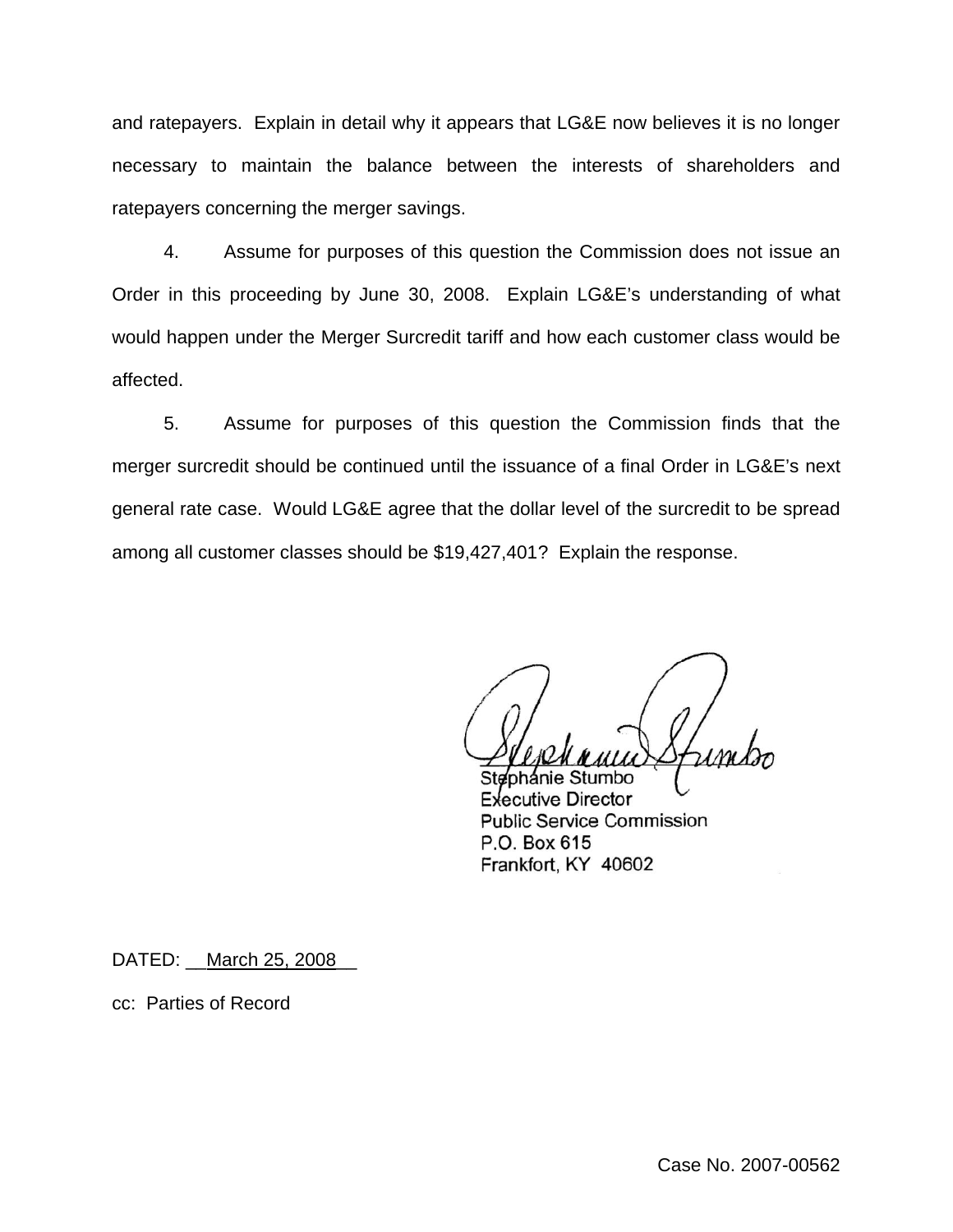and ratepayers. Explain in detail why it appears that LG&E now believes it is no longer necessary to maintain the balance between the interests of shareholders and ratepayers concerning the merger savings.

4. Assume for purposes of this question the Commission does not issue an Order in this proceeding by June 30, 2008. Explain LG&E's understanding of what would happen under the Merger Surcredit tariff and how each customer class would be affected.

5. Assume for purposes of this question the Commission finds that the merger surcredit should be continued until the issuance of a final Order in LG&E's next general rate case. Would LG&E agree that the dollar level of the surcredit to be spread among all customer classes should be $19,427,401? Explain the response.

Stephanie Stumbo
Executive Director
Public Service Commission
P.O. Box 615
Frankfort, KY 40602

DATED: March 25, 2008

cc: Parties of Record

Case No. 2007-00562